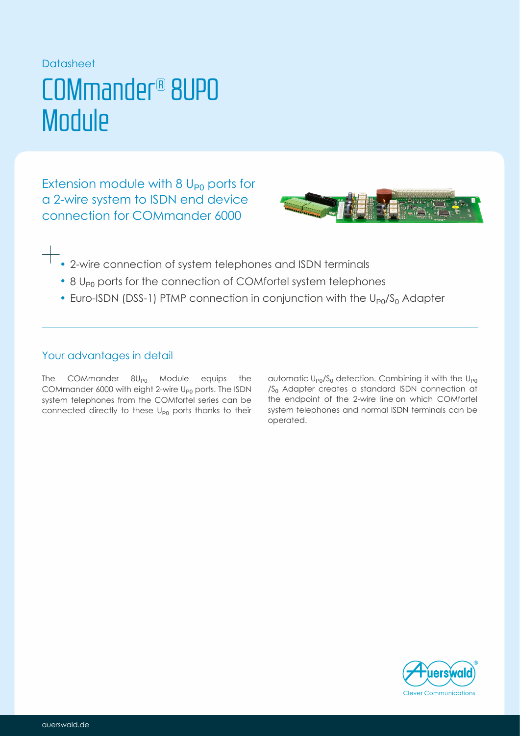Datasheet

# COMmander® 8UP0 Module

## Extension module with 8 $U_{P0}$ ports for a 2-wire system to ISDN end device connection for COMmander 6000

- 2-wire connection of system telephones and ISDN terminals
- 8 $U_{P0}$ ports for the connection of COMfortel system telephones
- Euro-ISDN (DSS-1) PTMP connection in conjunction with the $U_{P0}/S_0$ Adapter

### Your advantages in detail

The COMmander $8U_{P0}$ Module equips the COMmander 6000 with eight 2-wire $U_{P0}$ ports. The ISDN system telephones from the COMfortel series can be connected directly to these $U_{P0}$ ports thanks to their automatic $U_{P0}/S_0$ detection. Combining it with the $U_{P0}/S_0$ Adapter creates a standard ISDN connection at the endpoint of the 2-wire line on which COMfortel system telephones and normal ISDN terminals can be operated.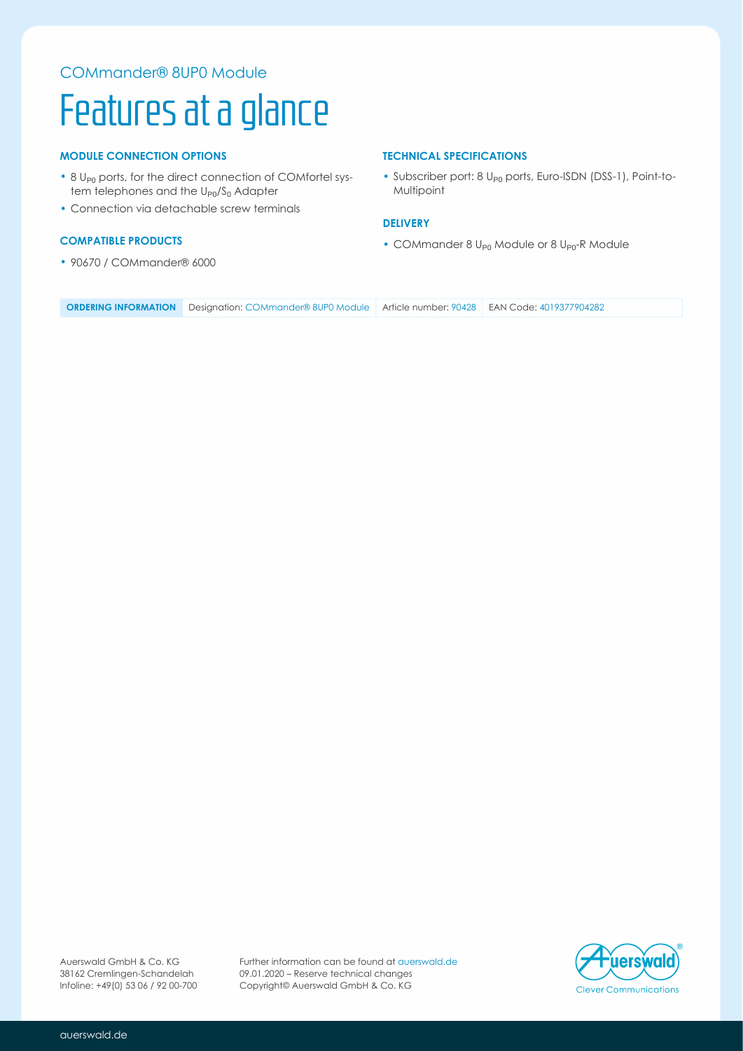COMmander® 8UP0 Module

# Features at a glance

### MODULE CONNECTION OPTIONS

- 8 $U_{P0}$ ports, for the direct connection of COMfortel system telephones and the $U_{P0}/S_0$ Adapter
- Connection via detachable screw terminals

### COMPATIBLE PRODUCTS

- 90670 / COMmander® 6000

### TECHNICAL SPECIFICATIONS

- Subscriber port: 8 $U_{P0}$ ports, Euro-ISDN (DSS-1), Point-to-Multipoint

### DELIVERY

- COMmander 8 $U_{P0}$ Module or 8 $U_{P0}$-R Module

| | | | |
|---|---|---|---|
| **ORDERING INFORMATION** | Designation: COMmander® 8UP0 Module | Article number: 90428 | EAN Code: 4019377904282 |

Auerswald GmbH & Co. KG
38162 Cremlingen-Schandelah
Infoline: +49(0) 53 06 / 92 00-700

Further information can be found at auerswald.de
09.01.2020 – Reserve technical changes
Copyright© Auerswald GmbH & Co. KG

auerswald
Clever Communications